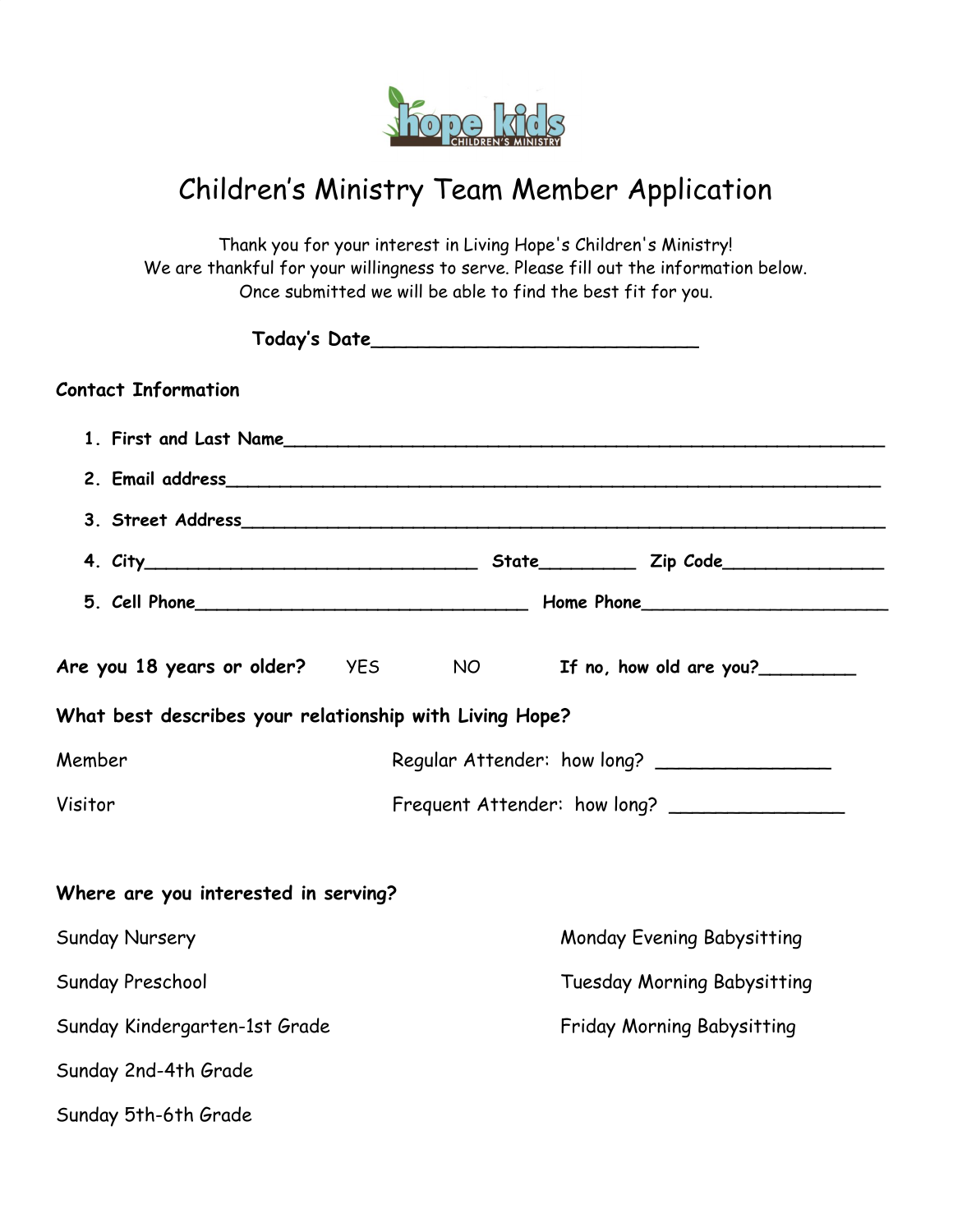hope kids
CHILDREN'S MINISTRY

# Children's Ministry Team Member Application

Thank you for your interest in Living Hope's Children's Ministry!
We are thankful for your willingness to serve. Please fill out the information below.
Once submitted we will be able to find the best fit for you.

**Today's Date**_____________________________

**Contact Information**

1. **First and Last Name**_____________________________________________________
2. **Email address**_________________________________________________________
3. **Street Address**________________________________________________________
4. **City**______________________________ **State**_________ **Zip Code**_______________
5. **Cell Phone**______________________________ **Home Phone**_______________________

**Are you 18 years or older?** YES NO **If no, how old are you?**_________

**What best describes your relationship with Living Hope?**

Member

Regular Attender: how long? _______________

Visitor

Frequent Attender: how long? _______________

**Where are you interested in serving?**

Sunday Nursery

Sunday Preschool

Sunday Kindergarten-1st Grade

Sunday 2nd-4th Grade

Sunday 5th-6th Grade

Monday Evening Babysitting

Tuesday Morning Babysitting

Friday Morning Babysitting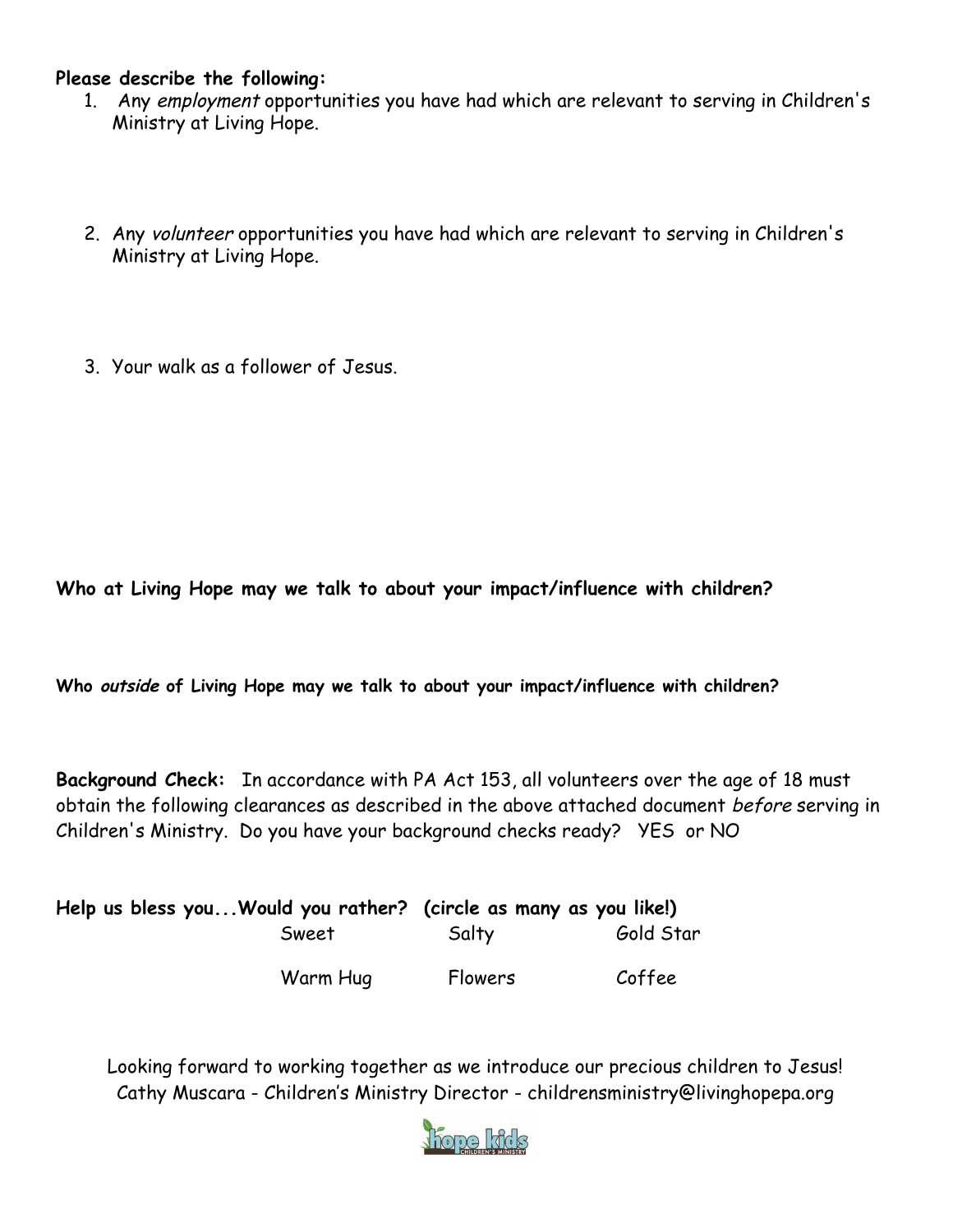**Please describe the following:**

1. Any *employment* opportunities you have had which are relevant to serving in Children's Ministry at Living Hope.

2. Any *volunteer* opportunities you have had which are relevant to serving in Children's Ministry at Living Hope.

3. Your walk as a follower of Jesus.

**Who at Living Hope may we talk to about your impact/influence with children?**

**Who *outside* of Living Hope may we talk to about your impact/influence with children?**

**Background Check:** In accordance with PA Act 153, all volunteers over the age of 18 must obtain the following clearances as described in the above attached document *before* serving in Children's Ministry. Do you have your background checks ready? YES or NO

**Help us bless you...Would you rather? (circle as many as you like!)**

| | | |
|---|---|---|
| Sweet | Salty | Gold Star |
| Warm Hug | Flowers | Coffee |

Looking forward to working together as we introduce our precious children to Jesus!
Cathy Muscara - Children's Ministry Director - childrensministry@livinghopepa.org

hope kids CHILDREN'S MINISTRY